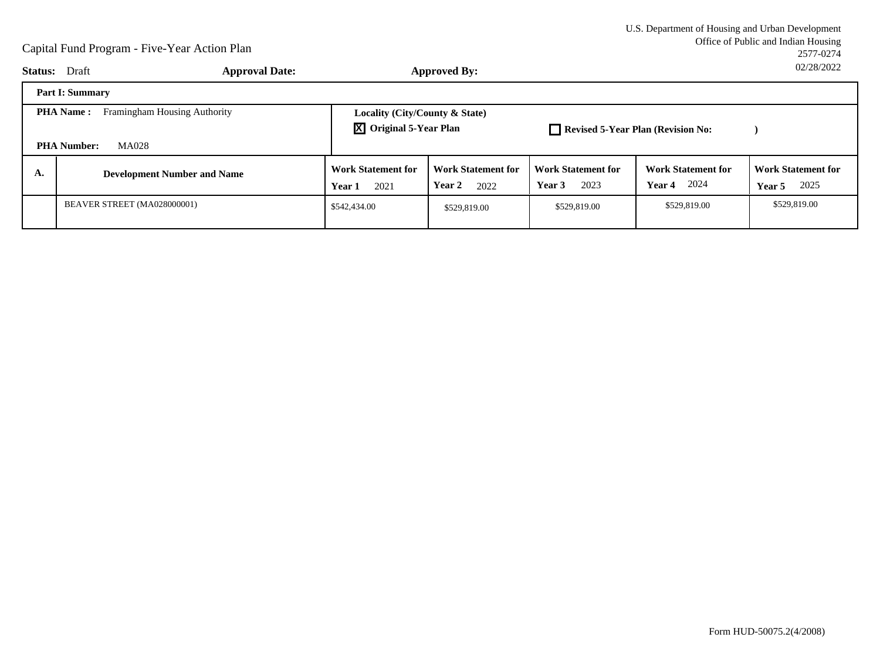U.S. Department of Housing and Urban Development
Office of Public and Indian Housing
2577-0274
02/28/2022

# Capital Fund Program - Five-Year Action Plan

**Status:** Draft **Approval Date:** **Approved By:**

| **Part I: Summary** | | | | | | |
|---|---|---|---|---|---|---|
| **PHA Name :** Framingham Housing Authority<br>**PHA Number:** MA028 | | **Locality (City/County & State)**<br>☒ **Original 5-Year Plan** | | ☐ **Revised 5-Year Plan (Revision No: )** | | |
| **A.** | **Development Number and Name** | **Work Statement for Year 1** 2021 | **Work Statement for Year 2** 2022 | **Work Statement for Year 3** 2023 | **Work Statement for Year 4** 2024 | **Work Statement for Year 5** 2025 |
| | BEAVER STREET (MA028000001) | $542,434.00 | $529,819.00 | $529,819.00 | $529,819.00 | $529,819.00 |

Form HUD-50075.2(4/2008)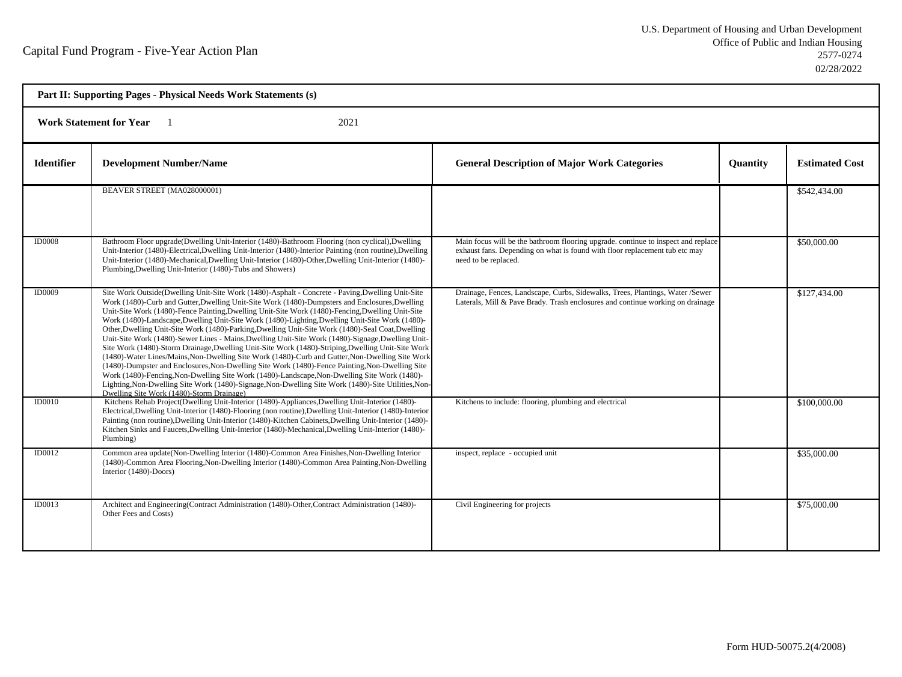Capital Fund Program - Five-Year Action Plan

U.S. Department of Housing and Urban Development
Office of Public and Indian Housing
2577-0274
02/28/2022

**Part II: Supporting Pages - Physical Needs Work Statements (s)**

**Work Statement for Year** 1 2021

| Identifier | Development Number/Name | General Description of Major Work Categories | Quantity | Estimated Cost |
|---|---|---|---|---|
| | BEAVER STREET (MA028000001) | | | $542,434.00 |
| ID0008 | Bathroom Floor upgrade(Dwelling Unit-Interior (1480)-Bathroom Flooring (non cyclical),Dwelling Unit-Interior (1480)-Electrical,Dwelling Unit-Interior (1480)-Interior Painting (non routine),Dwelling Unit-Interior (1480)-Mechanical,Dwelling Unit-Interior (1480)-Other,Dwelling Unit-Interior (1480)-Plumbing,Dwelling Unit-Interior (1480)-Tubs and Showers) | Main focus will be the bathroom flooring upgrade. continue to inspect and replace exhaust fans. Depending on what is found with floor replacement tub etc may need to be replaced. | | $50,000.00 |
| ID0009 | Site Work Outside(Dwelling Unit-Site Work (1480)-Asphalt - Concrete - Paving,Dwelling Unit-Site Work (1480)-Curb and Gutter,Dwelling Unit-Site Work (1480)-Dumpsters and Enclosures,Dwelling Unit-Site Work (1480)-Fence Painting,Dwelling Unit-Site Work (1480)-Fencing,Dwelling Unit-Site Work (1480)-Landscape,Dwelling Unit-Site Work (1480)-Lighting,Dwelling Unit-Site Work (1480)-Other,Dwelling Unit-Site Work (1480)-Parking,Dwelling Unit-Site Work (1480)-Seal Coat,Dwelling Unit-Site Work (1480)-Sewer Lines - Mains,Dwelling Unit-Site Work (1480)-Signage,Dwelling Unit-Site Work (1480)-Storm Drainage,Dwelling Unit-Site Work (1480)-Striping,Dwelling Unit-Site Work (1480)-Water Lines/Mains,Non-Dwelling Site Work (1480)-Curb and Gutter,Non-Dwelling Site Work (1480)-Dumpster and Enclosures,Non-Dwelling Site Work (1480)-Fence Painting,Non-Dwelling Site Work (1480)-Fencing,Non-Dwelling Site Work (1480)-Landscape,Non-Dwelling Site Work (1480)-Lighting,Non-Dwelling Site Work (1480)-Signage,Non-Dwelling Site Work (1480)-Site Utilities,Non-Dwelling Site Work (1480)-Storm Drainage) | Drainage, Fences, Landscape, Curbs, Sidewalks, Trees, Plantings, Water /Sewer Laterals, Mill & Pave Brady. Trash enclosures and continue working on drainage | | $127,434.00 |
| ID0010 | Kitchens Rehab Project(Dwelling Unit-Interior (1480)-Appliances,Dwelling Unit-Interior (1480)-Electrical,Dwelling Unit-Interior (1480)-Flooring (non routine),Dwelling Unit-Interior (1480)-Interior Painting (non routine),Dwelling Unit-Interior (1480)-Kitchen Cabinets,Dwelling Unit-Interior (1480)-Kitchen Sinks and Faucets,Dwelling Unit-Interior (1480)-Mechanical,Dwelling Unit-Interior (1480)-Plumbing) | Kitchens to include: flooring, plumbing and electrical | | $100,000.00 |
| ID0012 | Common area update(Non-Dwelling Interior (1480)-Common Area Finishes,Non-Dwelling Interior (1480)-Common Area Flooring,Non-Dwelling Interior (1480)-Common Area Painting,Non-Dwelling Interior (1480)-Doors) | inspect, replace - occupied unit | | $35,000.00 |
| ID0013 | Architect and Engineering(Contract Administration (1480)-Other,Contract Administration (1480)-Other Fees and Costs) | Civil Engineering for projects | | $75,000.00 |

Form HUD-50075.2(4/2008)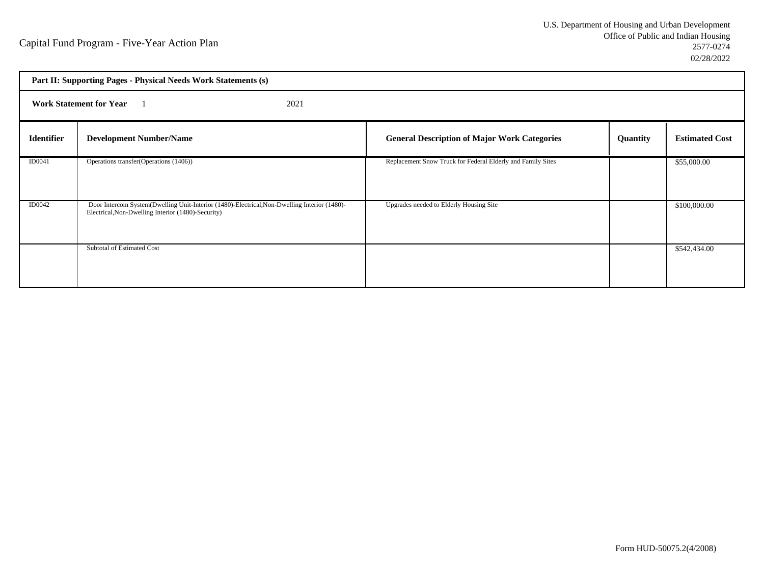Capital Fund Program - Five-Year Action Plan

U.S. Department of Housing and Urban Development
Office of Public and Indian Housing
2577-0274
02/28/2022

**Part II: Supporting Pages - Physical Needs Work Statements (s)**

**Work Statement for Year** 1 2021

| Identifier | Development Number/Name | General Description of Major Work Categories | Quantity | Estimated Cost |
|---|---|---|---|---|
| ID0041 | Operations transfer(Operations (1406)) | Replacement Snow Truck for Federal Elderly and Family Sites | | $55,000.00 |
| ID0042 | Door Intercom System(Dwelling Unit-Interior (1480)-Electrical,Non-Dwelling Interior (1480)-Electrical,Non-Dwelling Interior (1480)-Security) | Upgrades needed to Elderly Housing Site | | $100,000.00 |
| | Subtotal of Estimated Cost | | | $542,434.00 |

Form HUD-50075.2(4/2008)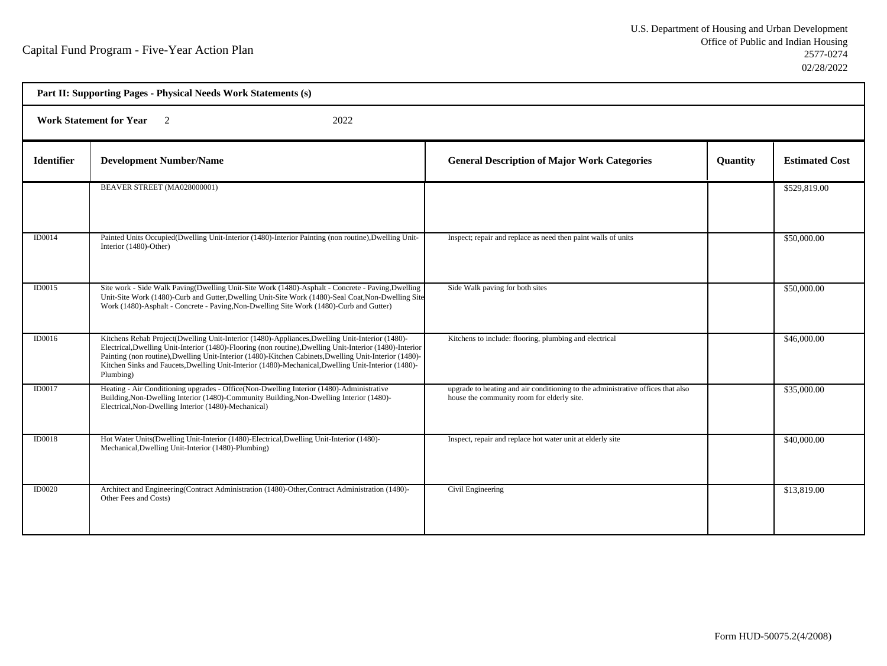Capital Fund Program - Five-Year Action Plan

U.S. Department of Housing and Urban Development
Office of Public and Indian Housing
2577-0274
02/28/2022

**Part II: Supporting Pages - Physical Needs Work Statements (s)**

**Work Statement for Year** 2 2022

| Identifier | Development Number/Name | General Description of Major Work Categories | Quantity | Estimated Cost |
|---|---|---|---|---|
| | BEAVER STREET (MA028000001) | | | $529,819.00 |
| ID0014 | Painted Units Occupied(Dwelling Unit-Interior (1480)-Interior Painting (non routine),Dwelling Unit-Interior (1480)-Other) | Inspect; repair and replace as need then paint walls of units | | $50,000.00 |
| ID0015 | Site work - Side Walk Paving(Dwelling Unit-Site Work (1480)-Asphalt - Concrete - Paving,Dwelling Unit-Site Work (1480)-Curb and Gutter,Dwelling Unit-Site Work (1480)-Seal Coat,Non-Dwelling Site Work (1480)-Asphalt - Concrete - Paving,Non-Dwelling Site Work (1480)-Curb and Gutter) | Side Walk paving for both sites | | $50,000.00 |
| ID0016 | Kitchens Rehab Project(Dwelling Unit-Interior (1480)-Appliances,Dwelling Unit-Interior (1480)-Electrical,Dwelling Unit-Interior (1480)-Flooring (non routine),Dwelling Unit-Interior (1480)-Interior Painting (non routine),Dwelling Unit-Interior (1480)-Kitchen Cabinets,Dwelling Unit-Interior (1480)-Kitchen Sinks and Faucets,Dwelling Unit-Interior (1480)-Mechanical,Dwelling Unit-Interior (1480)-Plumbing) | Kitchens to include: flooring, plumbing and electrical | | $46,000.00 |
| ID0017 | Heating - Air Conditioning upgrades - Office(Non-Dwelling Interior (1480)-Administrative Building,Non-Dwelling Interior (1480)-Community Building,Non-Dwelling Interior (1480)-Electrical,Non-Dwelling Interior (1480)-Mechanical) | upgrade to heating and air conditioning to the administrative offices that also house the community room for elderly site. | | $35,000.00 |
| ID0018 | Hot Water Units(Dwelling Unit-Interior (1480)-Electrical,Dwelling Unit-Interior (1480)-Mechanical,Dwelling Unit-Interior (1480)-Plumbing) | Inspect, repair and replace hot water unit at elderly site | | $40,000.00 |
| ID0020 | Architect and Engineering(Contract Administration (1480)-Other,Contract Administration (1480)-Other Fees and Costs) | Civil Engineering | | $13,819.00 |

Form HUD-50075.2(4/2008)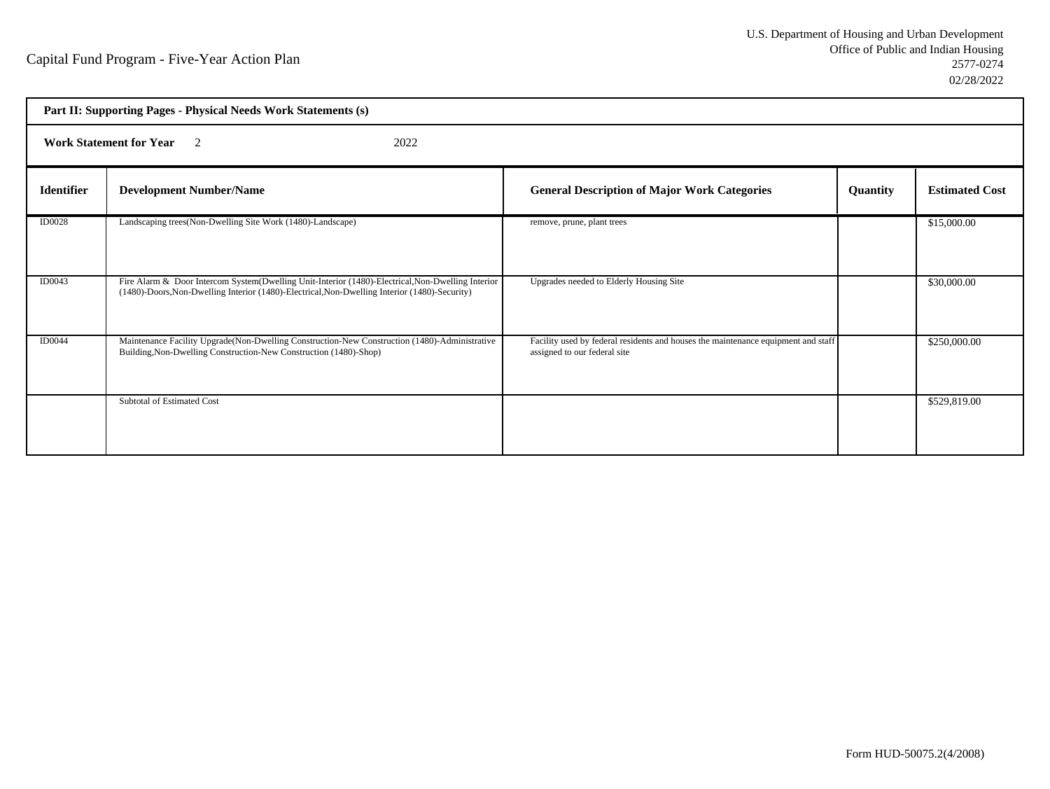Capital Fund Program - Five-Year Action Plan

U.S. Department of Housing and Urban Development
Office of Public and Indian Housing
2577-0274
02/28/2022

**Part II: Supporting Pages - Physical Needs Work Statements (s)**

**Work Statement for Year** 2 2022

| Identifier | Development Number/Name | General Description of Major Work Categories | Quantity | Estimated Cost |
|---|---|---|---|---|
| ID0028 | Landscaping trees(Non-Dwelling Site Work (1480)-Landscape) | remove, prune, plant trees | | $15,000.00 |
| ID0043 | Fire Alarm & Door Intercom System(Dwelling Unit-Interior (1480)-Electrical,Non-Dwelling Interior (1480)-Doors,Non-Dwelling Interior (1480)-Electrical,Non-Dwelling Interior (1480)-Security) | Upgrades needed to Elderly Housing Site | | $30,000.00 |
| ID0044 | Maintenance Facility Upgrade(Non-Dwelling Construction-New Construction (1480)-Administrative Building,Non-Dwelling Construction-New Construction (1480)-Shop) | Facility used by federal residents and houses the maintenance equipment and staff assigned to our federal site | | $250,000.00 |
| | Subtotal of Estimated Cost | | | $529,819.00 |

Form HUD-50075.2(4/2008)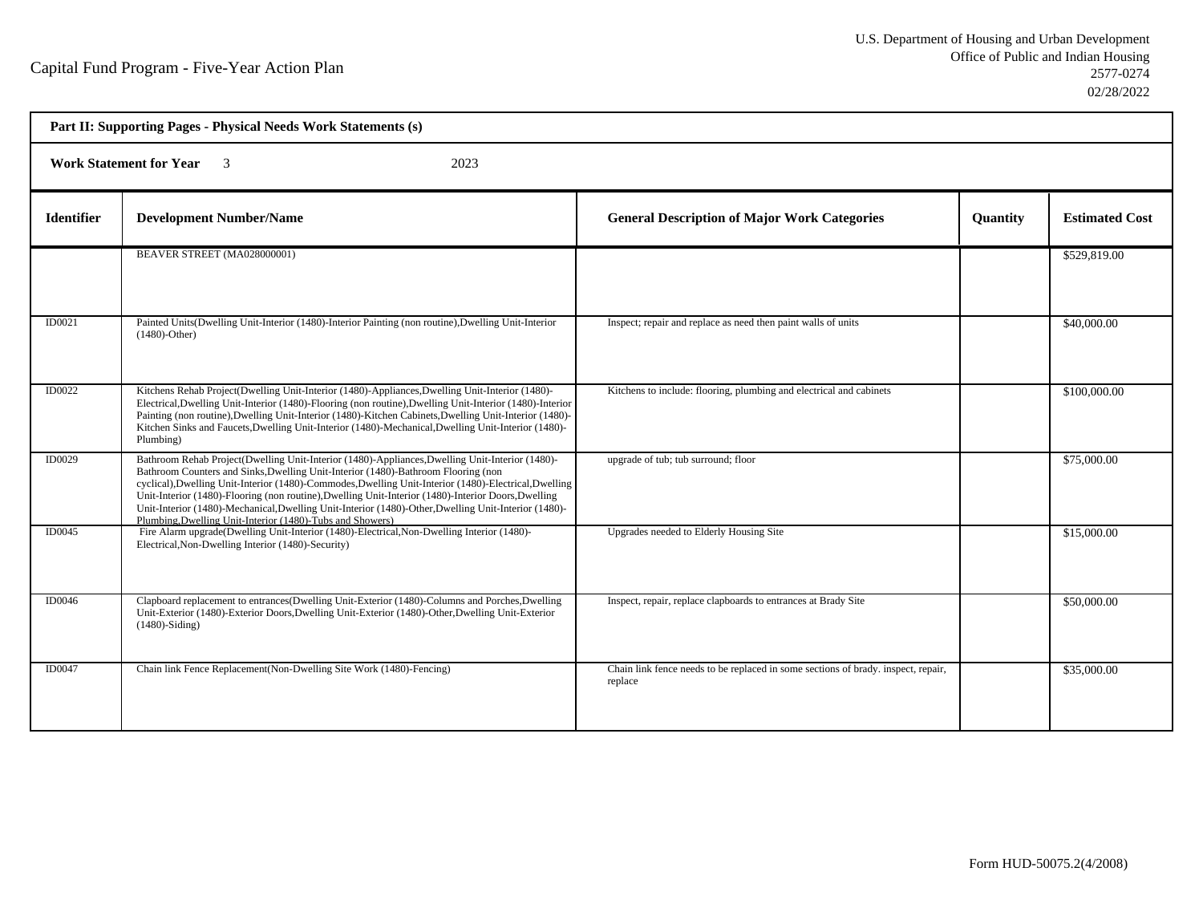Capital Fund Program - Five-Year Action Plan

U.S. Department of Housing and Urban Development
Office of Public and Indian Housing
2577-0274
02/28/2022

**Part II: Supporting Pages - Physical Needs Work Statements (s)**

**Work Statement for Year** 3 2023

| Identifier | Development Number/Name | General Description of Major Work Categories | Quantity | Estimated Cost |
|---|---|---|---|---|
| | BEAVER STREET (MA028000001) | | | $529,819.00 |
| ID0021 | Painted Units(Dwelling Unit-Interior (1480)-Interior Painting (non routine),Dwelling Unit-Interior (1480)-Other) | Inspect; repair and replace as need then paint walls of units | | $40,000.00 |
| ID0022 | Kitchens Rehab Project(Dwelling Unit-Interior (1480)-Appliances,Dwelling Unit-Interior (1480)-Electrical,Dwelling Unit-Interior (1480)-Flooring (non routine),Dwelling Unit-Interior (1480)-Interior Painting (non routine),Dwelling Unit-Interior (1480)-Kitchen Cabinets,Dwelling Unit-Interior (1480)-Kitchen Sinks and Faucets,Dwelling Unit-Interior (1480)-Mechanical,Dwelling Unit-Interior (1480)-Plumbing) | Kitchens to include: flooring, plumbing and electrical and cabinets | | $100,000.00 |
| ID0029 | Bathroom Rehab Project(Dwelling Unit-Interior (1480)-Appliances,Dwelling Unit-Interior (1480)-Bathroom Counters and Sinks,Dwelling Unit-Interior (1480)-Bathroom Flooring (non cyclical),Dwelling Unit-Interior (1480)-Commodes,Dwelling Unit-Interior (1480)-Electrical,Dwelling Unit-Interior (1480)-Flooring (non routine),Dwelling Unit-Interior (1480)-Interior Doors,Dwelling Unit-Interior (1480)-Mechanical,Dwelling Unit-Interior (1480)-Other,Dwelling Unit-Interior (1480)-Plumbing,Dwelling Unit-Interior (1480)-Tubs and Showers) | upgrade of tub; tub surround; floor | | $75,000.00 |
| ID0045 | Fire Alarm upgrade(Dwelling Unit-Interior (1480)-Electrical,Non-Dwelling Interior (1480)-Electrical,Non-Dwelling Interior (1480)-Security) | Upgrades needed to Elderly Housing Site | | $15,000.00 |
| ID0046 | Clapboard replacement to entrances(Dwelling Unit-Exterior (1480)-Columns and Porches,Dwelling Unit-Exterior (1480)-Exterior Doors,Dwelling Unit-Exterior (1480)-Other,Dwelling Unit-Exterior (1480)-Siding) | Inspect, repair, replace clapboards to entrances at Brady Site | | $50,000.00 |
| ID0047 | Chain link Fence Replacement(Non-Dwelling Site Work (1480)-Fencing) | Chain link fence needs to be replaced in some sections of brady. inspect, repair, replace | | $35,000.00 |

Form HUD-50075.2(4/2008)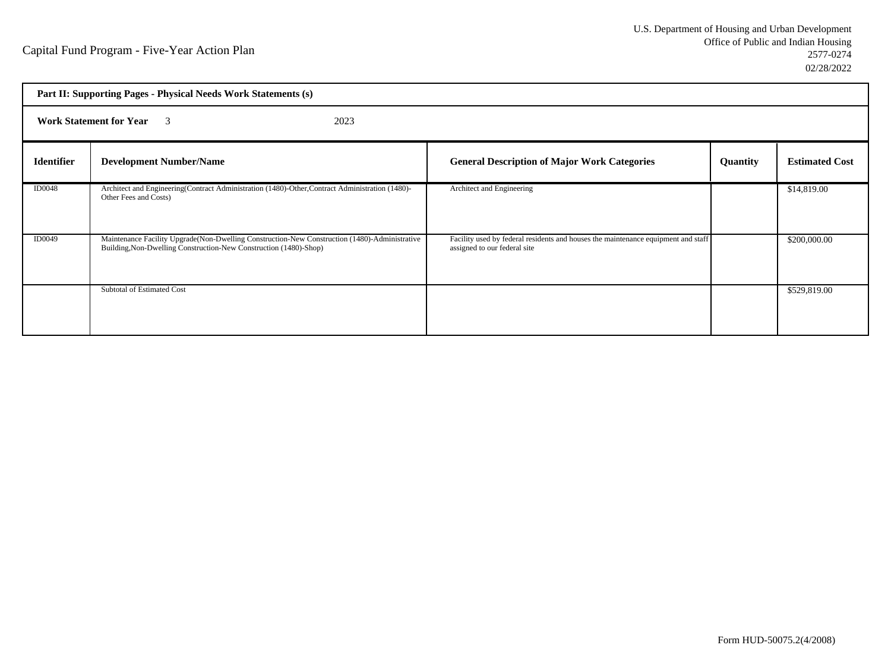Capital Fund Program - Five-Year Action Plan

U.S. Department of Housing and Urban Development
Office of Public and Indian Housing
2577-0274
02/28/2022

| **Part II: Supporting Pages - Physical Needs Work Statements (s)** | | | | |
|---|---|---|---|---|
| **Work Statement for Year** 3 2023 | | | | |
| **Identifier** | **Development Number/Name** | **General Description of Major Work Categories** | **Quantity** | **Estimated Cost** |
| ID0048 | Architect and Engineering(Contract Administration (1480)-Other,Contract Administration (1480)-Other Fees and Costs) | Architect and Engineering | | $14,819.00 |
| ID0049 | Maintenance Facility Upgrade(Non-Dwelling Construction-New Construction (1480)-Administrative Building,Non-Dwelling Construction-New Construction (1480)-Shop) | Facility used by federal residents and houses the maintenance equipment and staff assigned to our federal site | | $200,000.00 |
| | Subtotal of Estimated Cost | | | $529,819.00 |

Form HUD-50075.2(4/2008)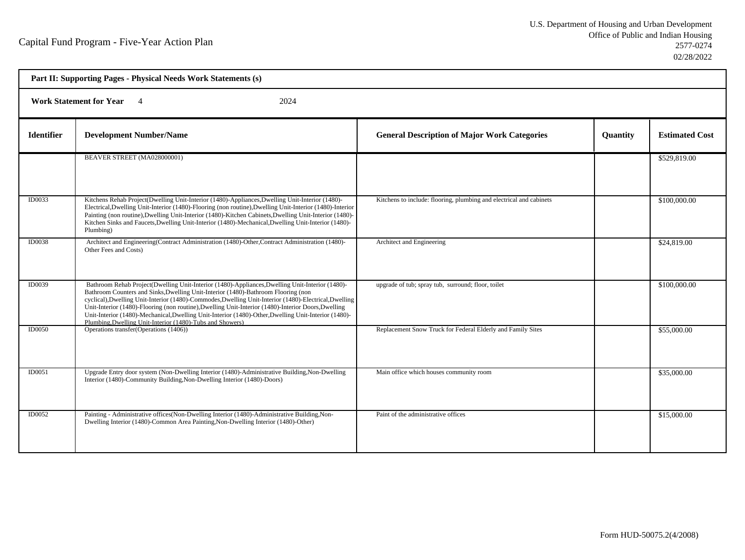Capital Fund Program - Five-Year Action Plan

U.S. Department of Housing and Urban Development
Office of Public and Indian Housing
2577-0274
02/28/2022

**Part II: Supporting Pages - Physical Needs Work Statements (s)**

**Work Statement for Year** 4 2024

| Identifier | Development Number/Name | General Description of Major Work Categories | Quantity | Estimated Cost |
|---|---|---|---|---|
| | BEAVER STREET (MA028000001) | | | $529,819.00 |
| ID0033 | Kitchens Rehab Project(Dwelling Unit-Interior (1480)-Appliances,Dwelling Unit-Interior (1480)-Electrical,Dwelling Unit-Interior (1480)-Flooring (non routine),Dwelling Unit-Interior (1480)-Interior Painting (non routine),Dwelling Unit-Interior (1480)-Kitchen Cabinets,Dwelling Unit-Interior (1480)-Kitchen Sinks and Faucets,Dwelling Unit-Interior (1480)-Mechanical,Dwelling Unit-Interior (1480)-Plumbing) | Kitchens to include: flooring, plumbing and electrical and cabinets | | $100,000.00 |
| ID0038 | Architect and Engineering(Contract Administration (1480)-Other,Contract Administration (1480)-Other Fees and Costs) | Architect and Engineering | | $24,819.00 |
| ID0039 | Bathroom Rehab Project(Dwelling Unit-Interior (1480)-Appliances,Dwelling Unit-Interior (1480)-Bathroom Counters and Sinks,Dwelling Unit-Interior (1480)-Bathroom Flooring (non cyclical),Dwelling Unit-Interior (1480)-Commodes,Dwelling Unit-Interior (1480)-Electrical,Dwelling Unit-Interior (1480)-Flooring (non routine),Dwelling Unit-Interior (1480)-Interior Doors,Dwelling Unit-Interior (1480)-Mechanical,Dwelling Unit-Interior (1480)-Other,Dwelling Unit-Interior (1480)-Plumbing,Dwelling Unit-Interior (1480)-Tubs and Showers) | upgrade of tub; spray tub, surround; floor, toilet | | $100,000.00 |
| ID0050 | Operations transfer(Operations (1406)) | Replacement Snow Truck for Federal Elderly and Family Sites | | $55,000.00 |
| ID0051 | Upgrade Entry door system (Non-Dwelling Interior (1480)-Administrative Building,Non-Dwelling Interior (1480)-Community Building,Non-Dwelling Interior (1480)-Doors) | Main office which houses community room | | $35,000.00 |
| ID0052 | Painting - Administrative offices(Non-Dwelling Interior (1480)-Administrative Building,Non-Dwelling Interior (1480)-Common Area Painting,Non-Dwelling Interior (1480)-Other) | Paint of the administrative offices | | $15,000.00 |

Form HUD-50075.2(4/2008)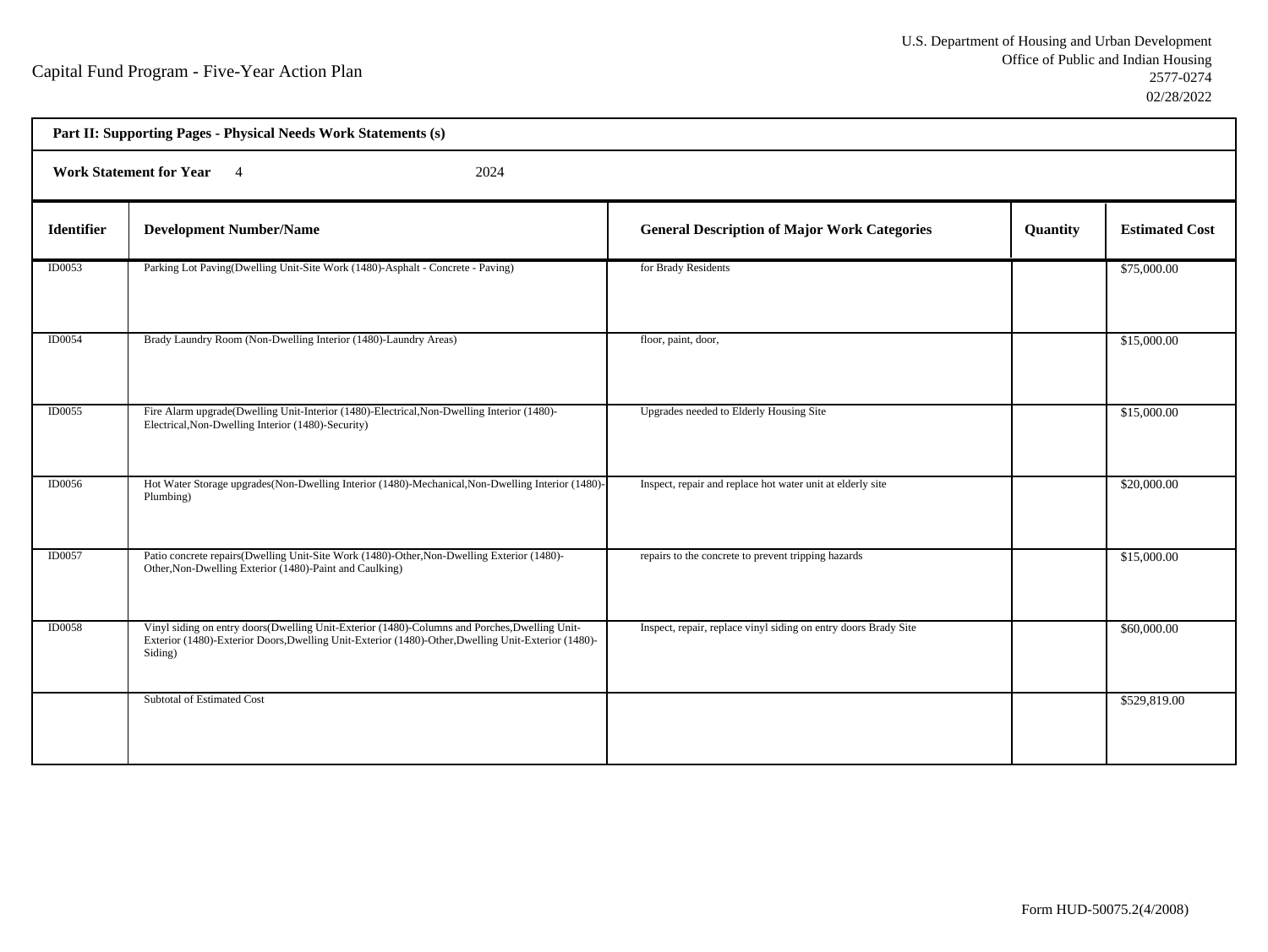Capital Fund Program - Five-Year Action Plan

U.S. Department of Housing and Urban Development
Office of Public and Indian Housing
2577-0274
02/28/2022

**Part II: Supporting Pages - Physical Needs Work Statements (s)**

**Work Statement for Year** 4 2024

| Identifier | Development Number/Name | General Description of Major Work Categories | Quantity | Estimated Cost |
|---|---|---|---|---|
| ID0053 | Parking Lot Paving(Dwelling Unit-Site Work (1480)-Asphalt - Concrete - Paving) | for Brady Residents | | $75,000.00 |
| ID0054 | Brady Laundry Room (Non-Dwelling Interior (1480)-Laundry Areas) | floor, paint, door, | | $15,000.00 |
| ID0055 | Fire Alarm upgrade(Dwelling Unit-Interior (1480)-Electrical,Non-Dwelling Interior (1480)-Electrical,Non-Dwelling Interior (1480)-Security) | Upgrades needed to Elderly Housing Site | | $15,000.00 |
| ID0056 | Hot Water Storage upgrades(Non-Dwelling Interior (1480)-Mechanical,Non-Dwelling Interior (1480)-Plumbing) | Inspect, repair and replace hot water unit at elderly site | | $20,000.00 |
| ID0057 | Patio concrete repairs(Dwelling Unit-Site Work (1480)-Other,Non-Dwelling Exterior (1480)-Other,Non-Dwelling Exterior (1480)-Paint and Caulking) | repairs to the concrete to prevent tripping hazards | | $15,000.00 |
| ID0058 | Vinyl siding on entry doors(Dwelling Unit-Exterior (1480)-Columns and Porches,Dwelling Unit-Exterior (1480)-Exterior Doors,Dwelling Unit-Exterior (1480)-Other,Dwelling Unit-Exterior (1480)-Siding) | Inspect, repair, replace vinyl siding on entry doors Brady Site | | $60,000.00 |
| | Subtotal of Estimated Cost | | | $529,819.00 |

Form HUD-50075.2(4/2008)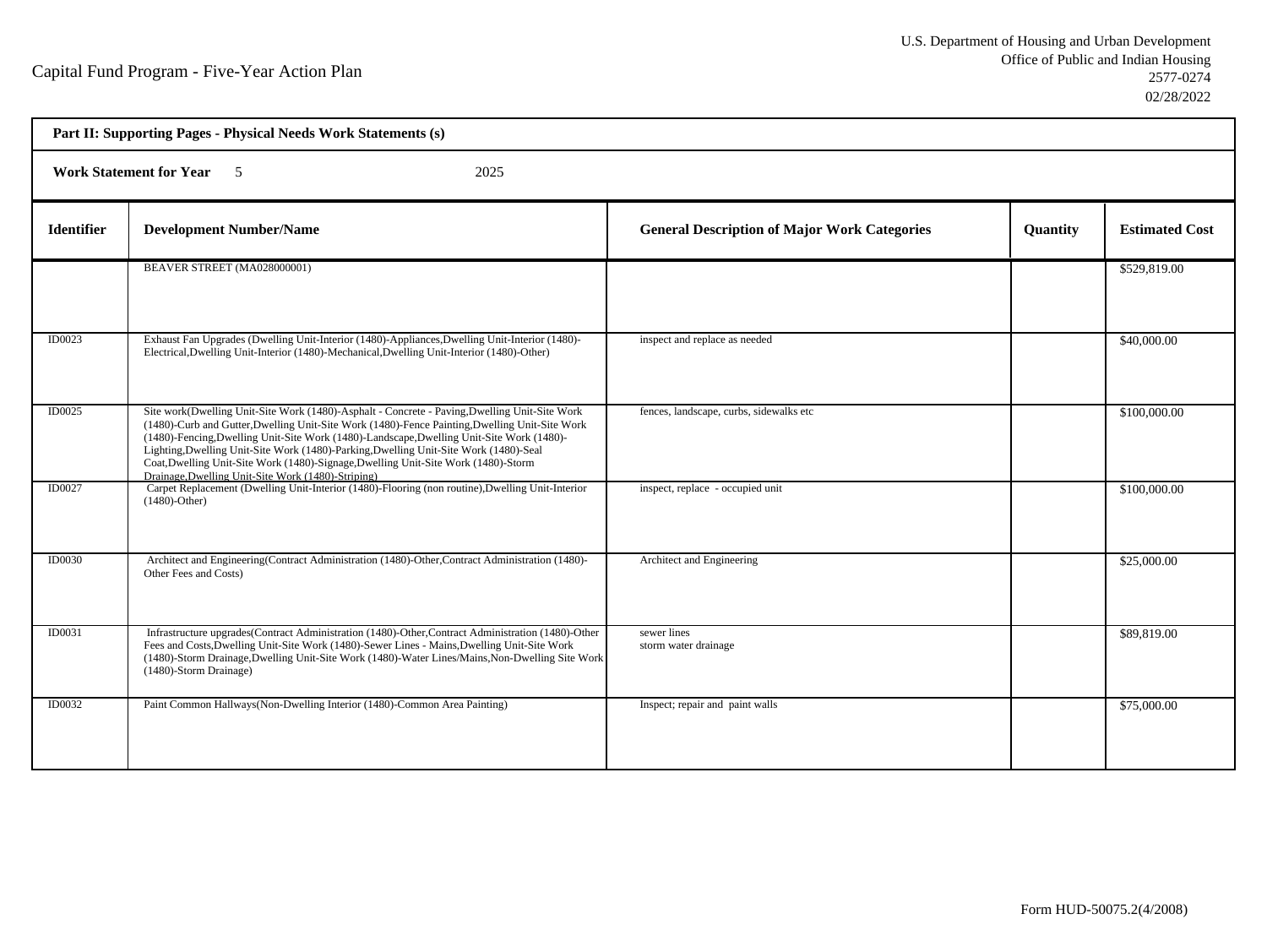Capital Fund Program - Five-Year Action Plan

U.S. Department of Housing and Urban Development
Office of Public and Indian Housing
2577-0274
02/28/2022

**Part II: Supporting Pages - Physical Needs Work Statements (s)**

**Work Statement for Year** 5 2025

| Identifier | Development Number/Name | General Description of Major Work Categories | Quantity | Estimated Cost |
|---|---|---|---|---|
| | BEAVER STREET (MA028000001) | | | $529,819.00 |
| ID0023 | Exhaust Fan Upgrades (Dwelling Unit-Interior (1480)-Appliances,Dwelling Unit-Interior (1480)-Electrical,Dwelling Unit-Interior (1480)-Mechanical,Dwelling Unit-Interior (1480)-Other) | inspect and replace as needed | | $40,000.00 |
| ID0025 | Site work(Dwelling Unit-Site Work (1480)-Asphalt - Concrete - Paving,Dwelling Unit-Site Work (1480)-Curb and Gutter,Dwelling Unit-Site Work (1480)-Fence Painting,Dwelling Unit-Site Work (1480)-Fencing,Dwelling Unit-Site Work (1480)-Landscape,Dwelling Unit-Site Work (1480)-Lighting,Dwelling Unit-Site Work (1480)-Parking,Dwelling Unit-Site Work (1480)-Seal Coat,Dwelling Unit-Site Work (1480)-Signage,Dwelling Unit-Site Work (1480)-Storm Drainage,Dwelling Unit-Site Work (1480)-Striping) | fences, landscape, curbs, sidewalks etc | | $100,000.00 |
| ID0027 | Carpet Replacement (Dwelling Unit-Interior (1480)-Flooring (non routine),Dwelling Unit-Interior (1480)-Other) | inspect, replace - occupied unit | | $100,000.00 |
| ID0030 | Architect and Engineering(Contract Administration (1480)-Other,Contract Administration (1480)-Other Fees and Costs) | Architect and Engineering | | $25,000.00 |
| ID0031 | Infrastructure upgrades(Contract Administration (1480)-Other,Contract Administration (1480)-Other Fees and Costs,Dwelling Unit-Site Work (1480)-Sewer Lines - Mains,Dwelling Unit-Site Work (1480)-Storm Drainage,Dwelling Unit-Site Work (1480)-Water Lines/Mains,Non-Dwelling Site Work (1480)-Storm Drainage) | sewer lines<br>storm water drainage | | $89,819.00 |
| ID0032 | Paint Common Hallways(Non-Dwelling Interior (1480)-Common Area Painting) | Inspect; repair and paint walls | | $75,000.00 |

Form HUD-50075.2(4/2008)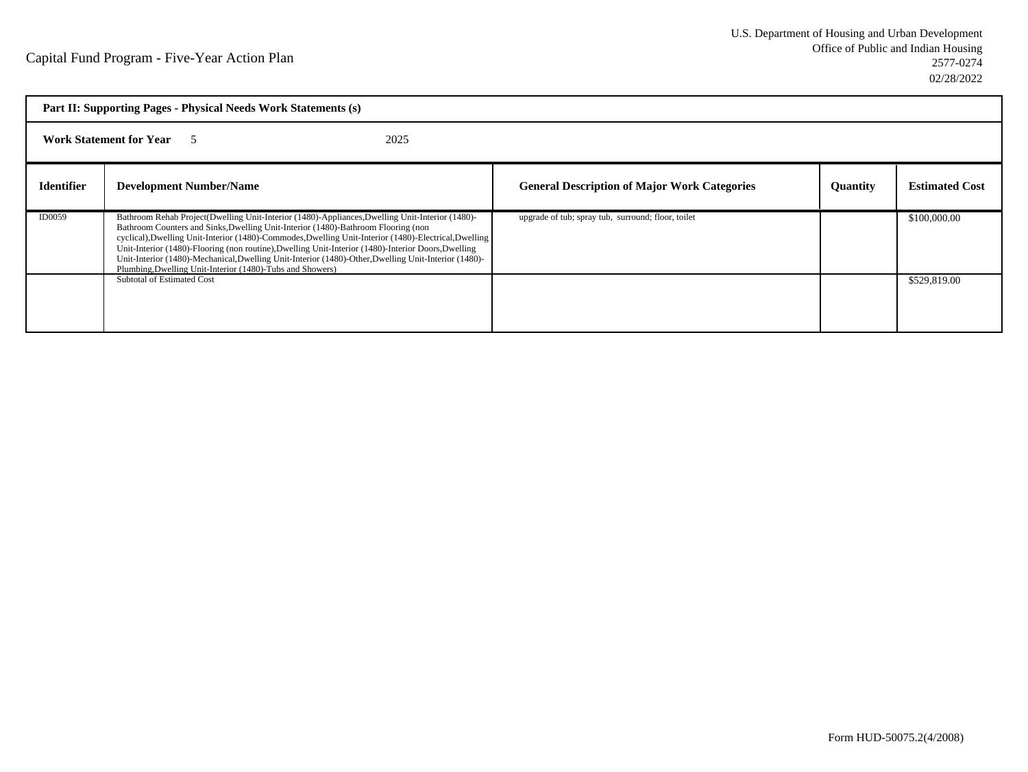Capital Fund Program - Five-Year Action Plan

U.S. Department of Housing and Urban Development
Office of Public and Indian Housing
2577-0274
02/28/2022

**Part II: Supporting Pages - Physical Needs Work Statements (s)**

**Work Statement for Year** 5 2025

| Identifier | Development Number/Name | General Description of Major Work Categories | Quantity | Estimated Cost |
|---|---|---|---|---|
| ID0059 | Bathroom Rehab Project(Dwelling Unit-Interior (1480)-Appliances,Dwelling Unit-Interior (1480)-Bathroom Counters and Sinks,Dwelling Unit-Interior (1480)-Bathroom Flooring (non cyclical),Dwelling Unit-Interior (1480)-Commodes,Dwelling Unit-Interior (1480)-Electrical,Dwelling Unit-Interior (1480)-Flooring (non routine),Dwelling Unit-Interior (1480)-Interior Doors,Dwelling Unit-Interior (1480)-Mechanical,Dwelling Unit-Interior (1480)-Other,Dwelling Unit-Interior (1480)-Plumbing,Dwelling Unit-Interior (1480)-Tubs and Showers) | upgrade of tub; spray tub, surround; floor, toilet | | $100,000.00 |
| | Subtotal of Estimated Cost | | | $529,819.00 |

Form HUD-50075.2(4/2008)